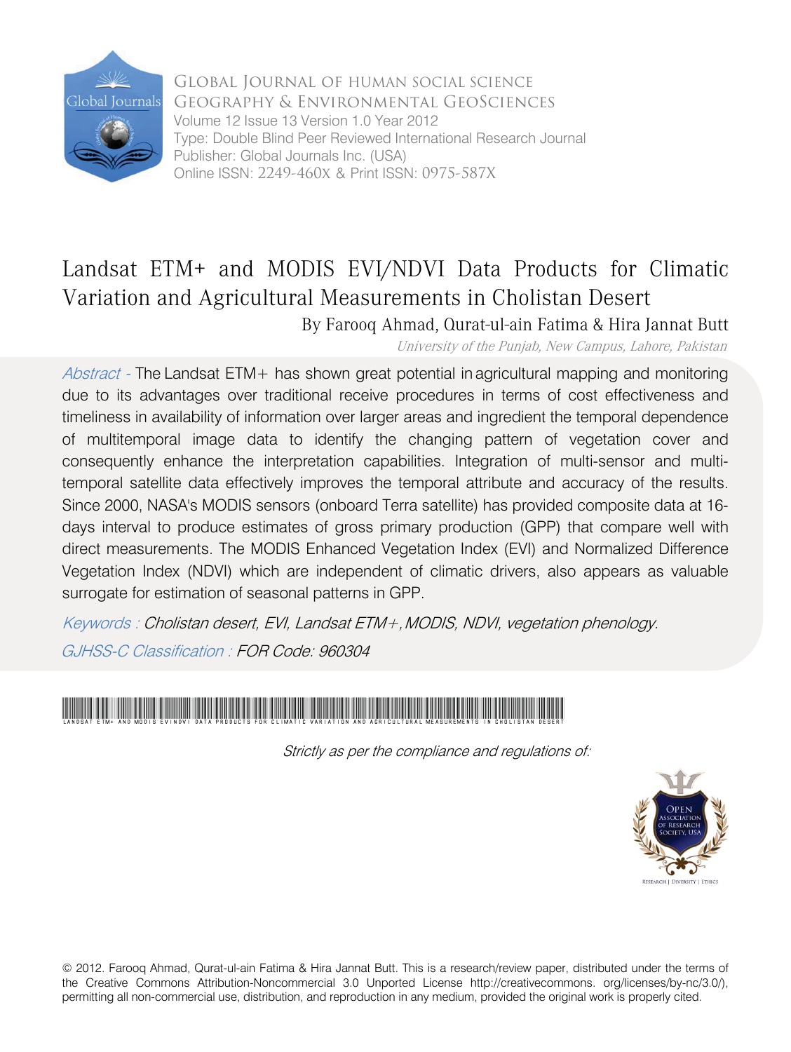Global Journal of Human Social Science
Geography & Environmental GeoSciences
Volume 12 Issue 13 Version 1.0 Year 2012
Type: Double Blind Peer Reviewed International Research Journal
Publisher: Global Journals Inc. (USA)
Online ISSN: 2249-460X & Print ISSN: 0975-587X

# Landsat ETM+ and MODIS EVI/NDVI Data Products for Climatic Variation and Agricultural Measurements in Cholistan Desert

By Farooq Ahmad, Qurat-ul-ain Fatima & Hira Jannat Butt

*University of the Punjab, New Campus, Lahore, Pakistan*

*Abstract -* The Landsat ETM+ has shown great potential in agricultural mapping and monitoring due to its advantages over traditional receive procedures in terms of cost effectiveness and timeliness in availability of information over larger areas and ingredient the temporal dependence of multitemporal image data to identify the changing pattern of vegetation cover and consequently enhance the interpretation capabilities. Integration of multi-sensor and multi-temporal satellite data effectively improves the temporal attribute and accuracy of the results. Since 2000, NASA's MODIS sensors (onboard Terra satellite) has provided composite data at 16-days interval to produce estimates of gross primary production (GPP) that compare well with direct measurements. The MODIS Enhanced Vegetation Index (EVI) and Normalized Difference Vegetation Index (NDVI) which are independent of climatic drivers, also appears as valuable surrogate for estimation of seasonal patterns in GPP.

*Keywords : Cholistan desert, EVI, Landsat ETM+, MODIS, NDVI, vegetation phenology.*

*GJHSS-C Classification : FOR Code: 960304*

LANDSAT ETM+ AND MODIS EVI/NDVI DATA PRODUCTS FOR CLIMATIC VARIATION AND AGRICULTURAL MEASUREMENTS IN CHOLISTAN DESERT

*Strictly as per the compliance and regulations of:*

© 2012. Farooq Ahmad, Qurat-ul-ain Fatima & Hira Jannat Butt. This is a research/review paper, distributed under the terms of the Creative Commons Attribution-Noncommercial 3.0 Unported License http://creativecommons. org/licenses/by-nc/3.0/), permitting all non-commercial use, distribution, and reproduction in any medium, provided the original work is properly cited.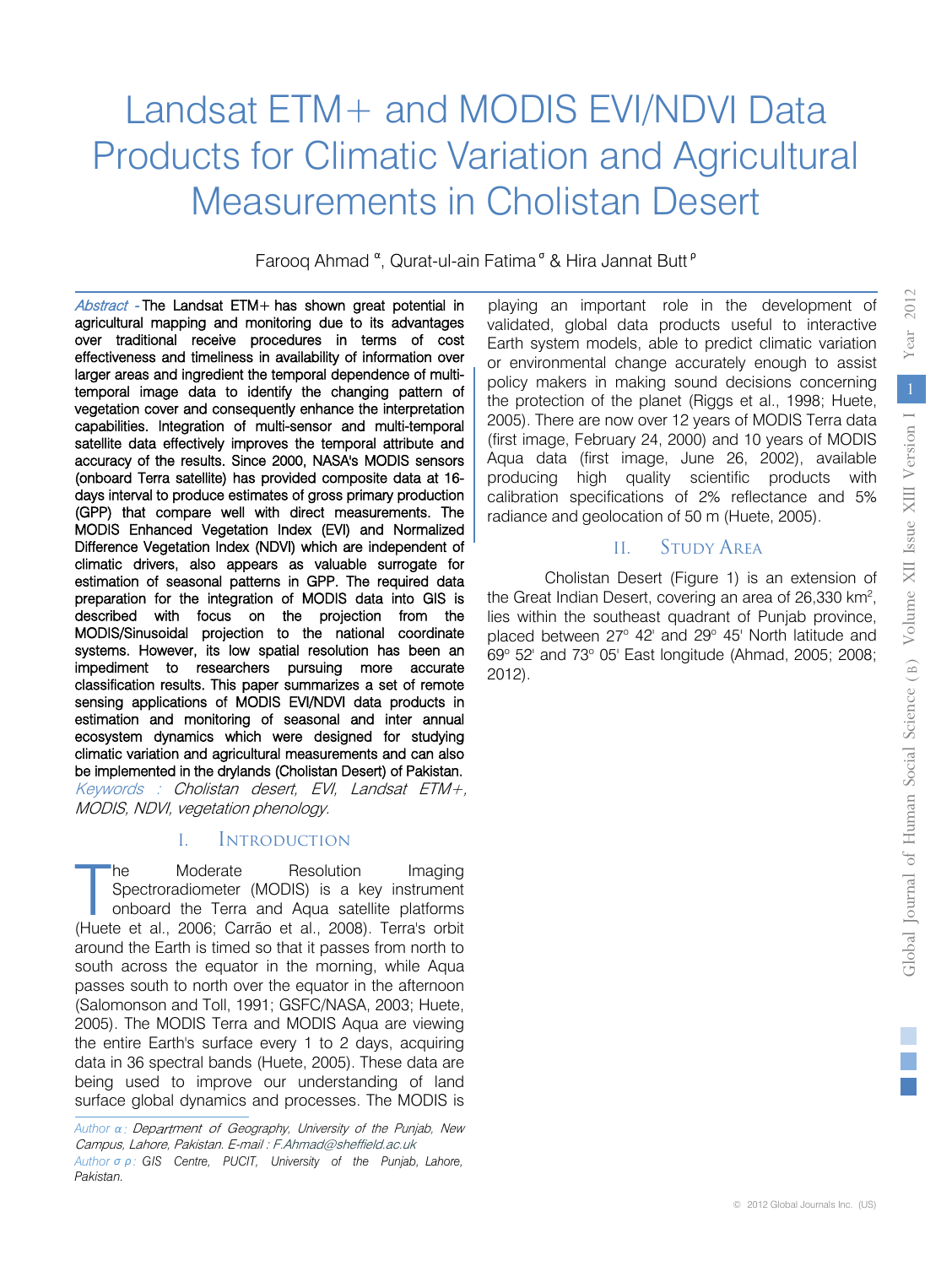# Landsat ETM+ and MODIS EVI/NDVI Data Products for Climatic Variation and Agricultural Measurements in Cholistan Desert

Farooq Ahmad [α], Qurat-ul-ain Fatima [σ] & Hira Jannat Butt [ρ]

*Abstract* - The Landsat ETM+ has shown great potential in agricultural mapping and monitoring due to its advantages over traditional receive procedures in terms of cost effectiveness and timeliness in availability of information over larger areas and ingredient the temporal dependence of multi-temporal image data to identify the changing pattern of vegetation cover and consequently enhance the interpretation capabilities. Integration of multi-sensor and multi-temporal satellite data effectively improves the temporal attribute and accuracy of the results. Since 2000, NASA's MODIS sensors (onboard Terra satellite) has provided composite data at 16-days interval to produce estimates of gross primary production (GPP) that compare well with direct measurements. The MODIS Enhanced Vegetation Index (EVI) and Normalized Difference Vegetation Index (NDVI) which are independent of climatic drivers, also appears as valuable surrogate for estimation of seasonal patterns in GPP. The required data preparation for the integration of MODIS data into GIS is described with focus on the projection from the MODIS/Sinusoidal projection to the national coordinate systems. However, its low spatial resolution has been an impediment to researchers pursuing more accurate classification results. This paper summarizes a set of remote sensing applications of MODIS EVI/NDVI data products in estimation and monitoring of seasonal and inter annual ecosystem dynamics which were designed for studying climatic variation and agricultural measurements and can also be implemented in the drylands (Cholistan Desert) of Pakistan.

*Keywords : Cholistan desert, EVI, Landsat ETM+, MODIS, NDVI, vegetation phenology.*

## I. Introduction

The Moderate Resolution Imaging Spectroradiometer (MODIS) is a key instrument onboard the Terra and Aqua satellite platforms (Huete et al., 2006; Carrão et al., 2008). Terra's orbit around the Earth is timed so that it passes from north to south across the equator in the morning, while Aqua passes south to north over the equator in the afternoon (Salomonson and Toll, 1991; GSFC/NASA, 2003; Huete, 2005). The MODIS Terra and MODIS Aqua are viewing the entire Earth's surface every 1 to 2 days, acquiring data in 36 spectral bands (Huete, 2005). These data are being used to improve our understanding of land surface global dynamics and processes. The MODIS is playing an important role in the development of validated, global data products useful to interactive Earth system models, able to predict climatic variation or environmental change accurately enough to assist policy makers in making sound decisions concerning the protection of the planet (Riggs et al., 1998; Huete, 2005). There are now over 12 years of MODIS Terra data (first image, February 24, 2000) and 10 years of MODIS Aqua data (first image, June 26, 2002), available producing high quality scientific products with calibration specifications of 2% reflectance and 5% radiance and geolocation of 50 m (Huete, 2005).

## II. Study Area

Cholistan Desert (Figure 1) is an extension of the Great Indian Desert, covering an area of 26,330 km$^2$, lies within the southeast quadrant of Punjab province, placed between 27° 42' and 29° 45' North latitude and 69° 52' and 73° 05' East longitude (Ahmad, 2005; 2008; 2012).

---

*Author α : Department of Geography, University of the Punjab, New Campus, Lahore, Pakistan. E-mail : F.Ahmad@sheffield.ac.uk*

*Author σ ρ : GIS Centre, PUCIT, University of the Punjab, Lahore, Pakistan.*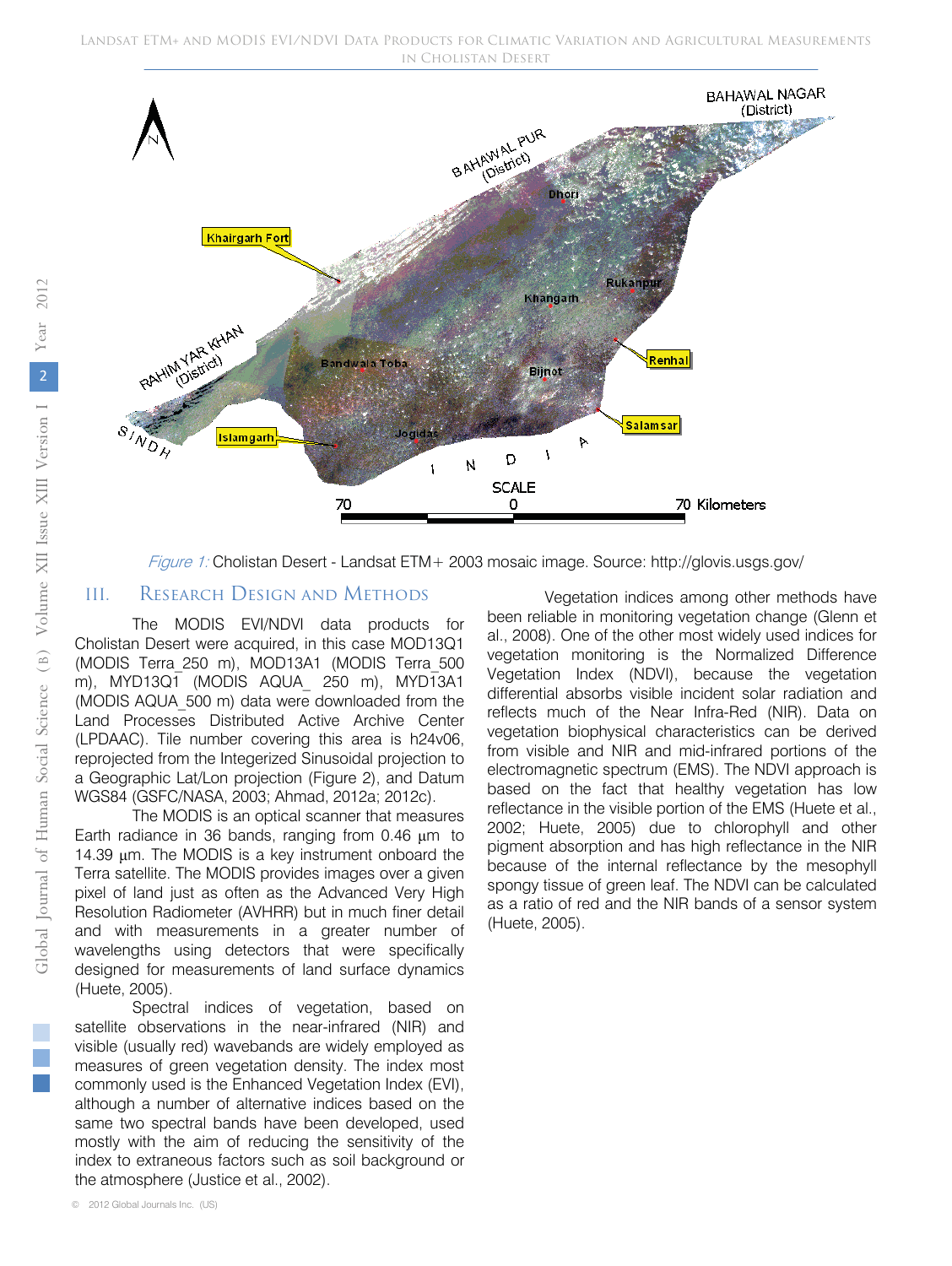*Figure 1:* Cholistan Desert - Landsat ETM+ 2003 mosaic image. Source: http://glovis.usgs.gov/

## III. Research Design and Methods

The MODIS EVI/NDVI data products for Cholistan Desert were acquired, in this case MOD13Q1 (MODIS Terra_250 m), MOD13A1 (MODIS Terra_500 m), MYD13Q1 (MODIS AQUA_ 250 m), MYD13A1 (MODIS AQUA_500 m) data were downloaded from the Land Processes Distributed Active Archive Center (LPDAAC). Tile number covering this area is h24v06, reprojected from the Integerized Sinusoidal projection to a Geographic Lat/Lon projection (Figure 2), and Datum WGS84 (GSFC/NASA, 2003; Ahmad, 2012a; 2012c).

The MODIS is an optical scanner that measures Earth radiance in 36 bands, ranging from 0.46 μm to 14.39 μm. The MODIS is a key instrument onboard the Terra satellite. The MODIS provides images over a given pixel of land just as often as the Advanced Very High Resolution Radiometer (AVHRR) but in much finer detail and with measurements in a greater number of wavelengths using detectors that were specifically designed for measurements of land surface dynamics (Huete, 2005).

Spectral indices of vegetation, based on satellite observations in the near-infrared (NIR) and visible (usually red) wavebands are widely employed as measures of green vegetation density. The index most commonly used is the Enhanced Vegetation Index (EVI), although a number of alternative indices based on the same two spectral bands have been developed, used mostly with the aim of reducing the sensitivity of the index to extraneous factors such as soil background or the atmosphere (Justice et al., 2002).

Vegetation indices among other methods have been reliable in monitoring vegetation change (Glenn et al., 2008). One of the other most widely used indices for vegetation monitoring is the Normalized Difference Vegetation Index (NDVI), because the vegetation differential absorbs visible incident solar radiation and reflects much of the Near Infra-Red (NIR). Data on vegetation biophysical characteristics can be derived from visible and NIR and mid-infrared portions of the electromagnetic spectrum (EMS). The NDVI approach is based on the fact that healthy vegetation has low reflectance in the visible portion of the EMS (Huete et al., 2002; Huete, 2005) due to chlorophyll and other pigment absorption and has high reflectance in the NIR because of the internal reflectance by the mesophyll spongy tissue of green leaf. The NDVI can be calculated as a ratio of red and the NIR bands of a sensor system (Huete, 2005).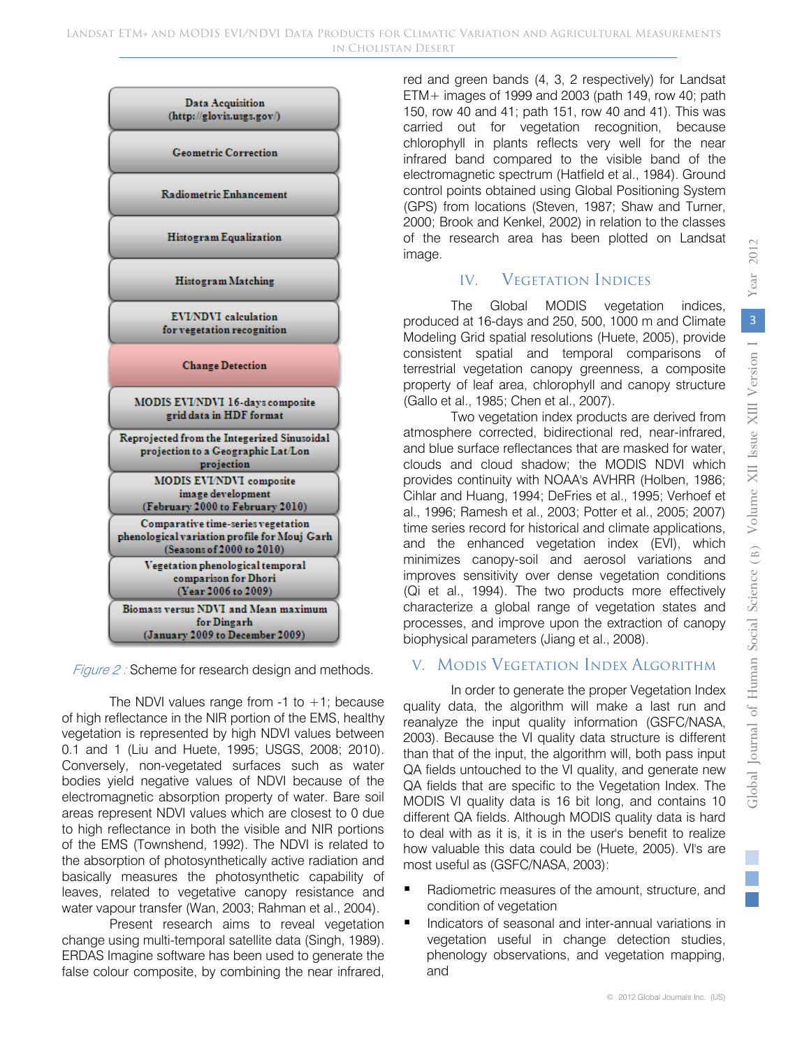Data Acquisition (http://glovis.usgs.gov/)

Geometric Correction

Radiometric Enhancement

Histogram Equalization

Histogram Matching

EVI/NDVI calculation for vegetation recognition

Change Detection

MODIS EVI/NDVI 16-days composite grid data in HDF format

Reprojected from the Integerized Sinusoidal projection to a Geographic Lat/Lon projection

MODIS EVI/NDVI composite image development (February 2000 to February 2010)

Comparative time-series vegetation phenological variation profile for Mouj Garh (Seasons of 2000 to 2010)

Vegetation phenological temporal comparison for Dhori (Year 2006 to 2009)

Biomass versus NDVI and Mean maximum for Dingarh (January 2009 to December 2009)

*Figure 2 :* Scheme for research design and methods.

The NDVI values range from -1 to +1; because of high reflectance in the NIR portion of the EMS, healthy vegetation is represented by high NDVI values between 0.1 and 1 (Liu and Huete, 1995; USGS, 2008; 2010). Conversely, non-vegetated surfaces such as water bodies yield negative values of NDVI because of the electromagnetic absorption property of water. Bare soil areas represent NDVI values which are closest to 0 due to high reflectance in both the visible and NIR portions of the EMS (Townshend, 1992). The NDVI is related to the absorption of photosynthetically active radiation and basically measures the photosynthetic capability of leaves, related to vegetative canopy resistance and water vapour transfer (Wan, 2003; Rahman et al., 2004).

Present research aims to reveal vegetation change using multi-temporal satellite data (Singh, 1989). ERDAS Imagine software has been used to generate the false colour composite, by combining the near infrared, red and green bands (4, 3, 2 respectively) for Landsat ETM+ images of 1999 and 2003 (path 149, row 40; path 150, row 40 and 41; path 151, row 40 and 41). This was carried out for vegetation recognition, because chlorophyll in plants reflects very well for the near infrared band compared to the visible band of the electromagnetic spectrum (Hatfield et al., 1984). Ground control points obtained using Global Positioning System (GPS) from locations (Steven, 1987; Shaw and Turner, 2000; Brook and Kenkel, 2002) in relation to the classes of the research area has been plotted on Landsat image.

## IV. Vegetation Indices

The Global MODIS vegetation indices, produced at 16-days and 250, 500, 1000 m and Climate Modeling Grid spatial resolutions (Huete, 2005), provide consistent spatial and temporal comparisons of terrestrial vegetation canopy greenness, a composite property of leaf area, chlorophyll and canopy structure (Gallo et al., 1985; Chen et al., 2007).

Two vegetation index products are derived from atmosphere corrected, bidirectional red, near-infrared, and blue surface reflectances that are masked for water, clouds and cloud shadow; the MODIS NDVI which provides continuity with NOAA's AVHRR (Holben, 1986; Cihlar and Huang, 1994; DeFries et al., 1995; Verhoef et al., 1996; Ramesh et al., 2003; Potter et al., 2005; 2007) time series record for historical and climate applications, and the enhanced vegetation index (EVI), which minimizes canopy-soil and aerosol variations and improves sensitivity over dense vegetation conditions (Qi et al., 1994). The two products more effectively characterize a global range of vegetation states and processes, and improve upon the extraction of canopy biophysical parameters (Jiang et al., 2008).

## V. Modis Vegetation Index Algorithm

In order to generate the proper Vegetation Index quality data, the algorithm will make a last run and reanalyze the input quality information (GSFC/NASA, 2003). Because the VI quality data structure is different than that of the input, the algorithm will, both pass input QA fields untouched to the VI quality, and generate new QA fields that are specific to the Vegetation Index. The MODIS VI quality data is 16 bit long, and contains 10 different QA fields. Although MODIS quality data is hard to deal with as it is, it is in the user's benefit to realize how valuable this data could be (Huete, 2005). VI's are most useful as (GSFC/NASA, 2003):

- Radiometric measures of the amount, structure, and condition of vegetation
- Indicators of seasonal and inter-annual variations in vegetation useful in change detection studies, phenology observations, and vegetation mapping, and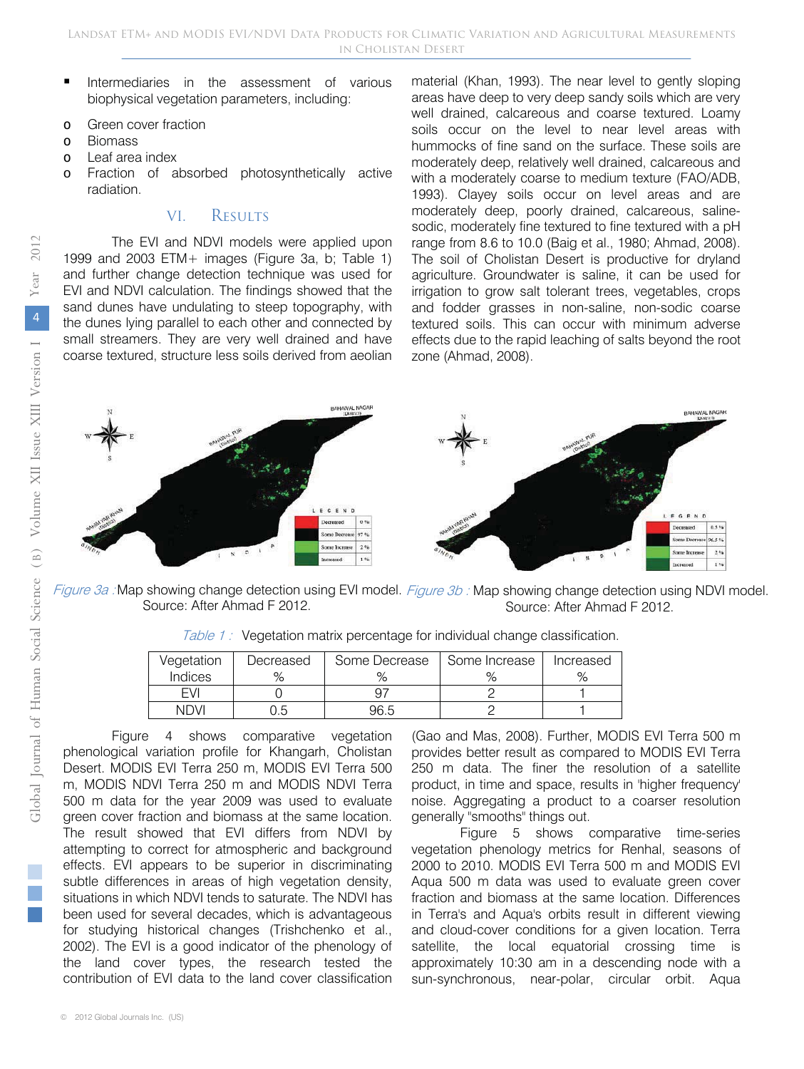- Intermediaries in the assessment of various biophysical vegetation parameters, including:
  - Green cover fraction
  - Biomass
  - Leaf area index
  - Fraction of absorbed photosynthetically active radiation.

## VI. Results

The EVI and NDVI models were applied upon 1999 and 2003 ETM+ images (Figure 3a, b; Table 1) and further change detection technique was used for EVI and NDVI calculation. The findings showed that the sand dunes have undulating to steep topography, with the dunes lying parallel to each other and connected by small streamers. They are very well drained and have coarse textured, structure less soils derived from aeolian material (Khan, 1993). The near level to gently sloping areas have deep to very deep sandy soils which are very well drained, calcareous and coarse textured. Loamy soils occur on the level to near level areas with hummocks of fine sand on the surface. These soils are moderately deep, relatively well drained, calcareous and with a moderately coarse to medium texture (FAO/ADB, 1993). Clayey soils occur on level areas and are moderately deep, poorly drained, calcareous, saline-sodic, moderately fine textured to fine textured with a pH range from 8.6 to 10.0 (Baig et al., 1980; Ahmad, 2008). The soil of Cholistan Desert is productive for dryland agriculture. Groundwater is saline, it can be used for irrigation to grow salt tolerant trees, vegetables, crops and fodder grasses in non-saline, non-sodic coarse textured soils. This can occur with minimum adverse effects due to the rapid leaching of salts beyond the root zone (Ahmad, 2008).

*Figure 3a :* Map showing change detection using EVI model. Source: After Ahmad F 2012.

*Figure 3b :* Map showing change detection using NDVI model. Source: After Ahmad F 2012.

*Table 1 :* Vegetation matrix percentage for individual change classification.

| Vegetation Indices | Decreased % | Some Decrease % | Some Increase % | Increased % |
|---|---|---|---|---|
| EVI | 0 | 97 | 2 | 1 |
| NDVI | 0.5 | 96.5 | 2 | 1 |

Figure 4 shows comparative vegetation phenological variation profile for Khangarh, Cholistan Desert. MODIS EVI Terra 250 m, MODIS EVI Terra 500 m, MODIS NDVI Terra 250 m and MODIS NDVI Terra 500 m data for the year 2009 was used to evaluate green cover fraction and biomass at the same location. The result showed that EVI differs from NDVI by attempting to correct for atmospheric and background effects. EVI appears to be superior in discriminating subtle differences in areas of high vegetation density, situations in which NDVI tends to saturate. The NDVI has been used for several decades, which is advantageous for studying historical changes (Trishchenko et al., 2002). The EVI is a good indicator of the phenology of the land cover types, the research tested the contribution of EVI data to the land cover classification (Gao and Mas, 2008). Further, MODIS EVI Terra 500 m provides better result as compared to MODIS EVI Terra 250 m data. The finer the resolution of a satellite product, in time and space, results in 'higher frequency' noise. Aggregating a product to a coarser resolution generally "smooths" things out.

Figure 5 shows comparative time-series vegetation phenology metrics for Renhal, seasons of 2000 to 2010. MODIS EVI Terra 500 m and MODIS EVI Aqua 500 m data was used to evaluate green cover fraction and biomass at the same location. Differences in Terra's and Aqua's orbits result in different viewing and cloud-cover conditions for a given location. Terra satellite, the local equatorial crossing time is approximately 10:30 am in a descending node with a sun-synchronous, near-polar, circular orbit. Aqua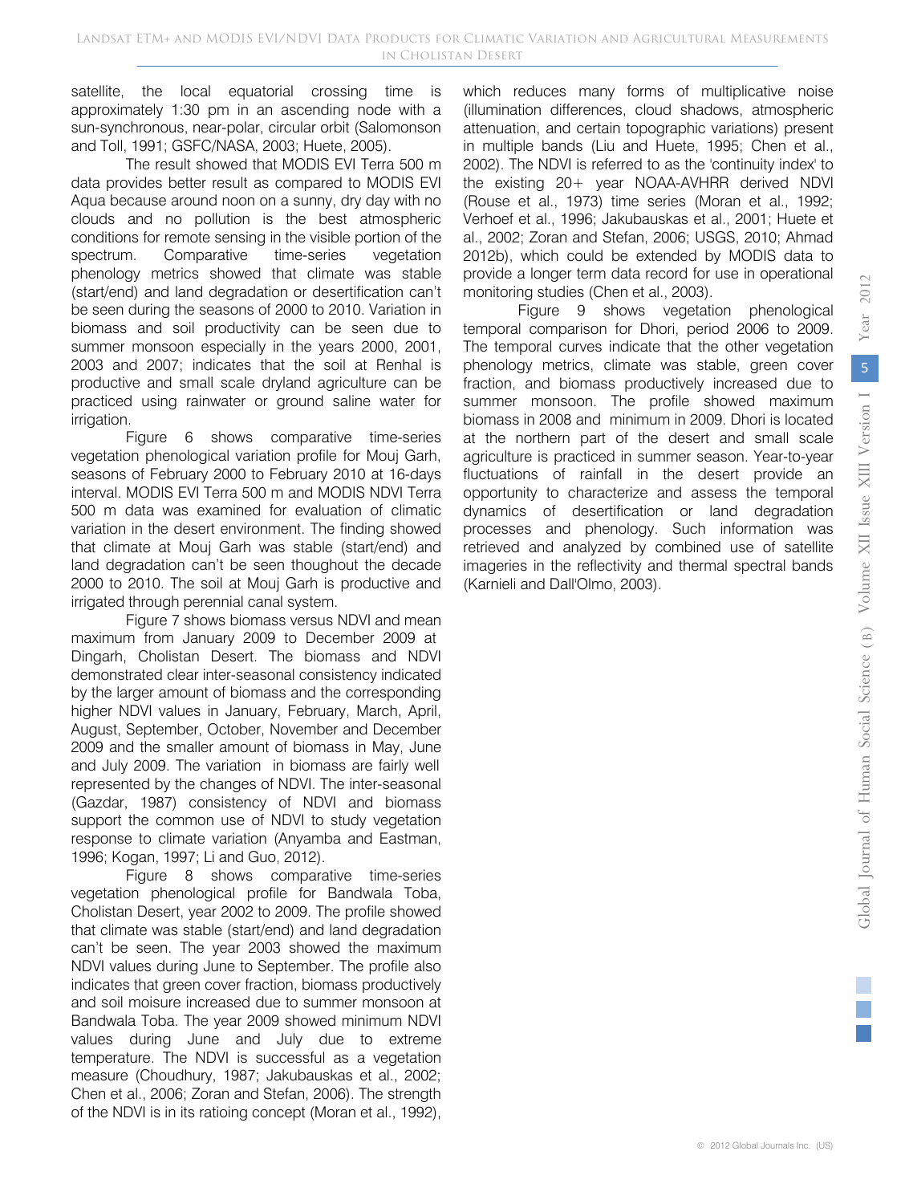satellite, the local equatorial crossing time is approximately 1:30 pm in an ascending node with a sun-synchronous, near-polar, circular orbit (Salomonson and Toll, 1991; GSFC/NASA, 2003; Huete, 2005).

The result showed that MODIS EVI Terra 500 m data provides better result as compared to MODIS EVI Aqua because around noon on a sunny, dry day with no clouds and no pollution is the best atmospheric conditions for remote sensing in the visible portion of the spectrum. Comparative time-series vegetation phenology metrics showed that climate was stable (start/end) and land degradation or desertification can't be seen during the seasons of 2000 to 2010. Variation in biomass and soil productivity can be seen due to summer monsoon especially in the years 2000, 2001, 2003 and 2007; indicates that the soil at Renhal is productive and small scale dryland agriculture can be practiced using rainwater or ground saline water for irrigation.

Figure 6 shows comparative time-series vegetation phenological variation profile for Mouj Garh, seasons of February 2000 to February 2010 at 16-days interval. MODIS EVI Terra 500 m and MODIS NDVI Terra 500 m data was examined for evaluation of climatic variation in the desert environment. The finding showed that climate at Mouj Garh was stable (start/end) and land degradation can't be seen thoughout the decade 2000 to 2010. The soil at Mouj Garh is productive and irrigated through perennial canal system.

Figure 7 shows biomass versus NDVI and mean maximum from January 2009 to December 2009 at Dingarh, Cholistan Desert. The biomass and NDVI demonstrated clear inter-seasonal consistency indicated by the larger amount of biomass and the corresponding higher NDVI values in January, February, March, April, August, September, October, November and December 2009 and the smaller amount of biomass in May, June and July 2009. The variation in biomass are fairly well represented by the changes of NDVI. The inter-seasonal (Gazdar, 1987) consistency of NDVI and biomass support the common use of NDVI to study vegetation response to climate variation (Anyamba and Eastman, 1996; Kogan, 1997; Li and Guo, 2012).

Figure 8 shows comparative time-series vegetation phenological profile for Bandwala Toba, Cholistan Desert, year 2002 to 2009. The profile showed that climate was stable (start/end) and land degradation can't be seen. The year 2003 showed the maximum NDVI values during June to September. The profile also indicates that green cover fraction, biomass productively and soil moisure increased due to summer monsoon at Bandwala Toba. The year 2009 showed minimum NDVI values during June and July due to extreme temperature. The NDVI is successful as a vegetation measure (Choudhury, 1987; Jakubauskas et al., 2002; Chen et al., 2006; Zoran and Stefan, 2006). The strength of the NDVI is in its ratioing concept (Moran et al., 1992), which reduces many forms of multiplicative noise (illumination differences, cloud shadows, atmospheric attenuation, and certain topographic variations) present in multiple bands (Liu and Huete, 1995; Chen et al., 2002). The NDVI is referred to as the 'continuity index' to the existing 20+ year NOAA-AVHRR derived NDVI (Rouse et al., 1973) time series (Moran et al., 1992; Verhoef et al., 1996; Jakubauskas et al., 2001; Huete et al., 2002; Zoran and Stefan, 2006; USGS, 2010; Ahmad 2012b), which could be extended by MODIS data to provide a longer term data record for use in operational monitoring studies (Chen et al., 2003).

Figure 9 shows vegetation phenological temporal comparison for Dhori, period 2006 to 2009. The temporal curves indicate that the other vegetation phenology metrics, climate was stable, green cover fraction, and biomass productively increased due to summer monsoon. The profile showed maximum biomass in 2008 and minimum in 2009. Dhori is located at the northern part of the desert and small scale agriculture is practiced in summer season. Year-to-year fluctuations of rainfall in the desert provide an opportunity to characterize and assess the temporal dynamics of desertification or land degradation processes and phenology. Such information was retrieved and analyzed by combined use of satellite imageries in the reflectivity and thermal spectral bands (Karnieli and Dall'Olmo, 2003).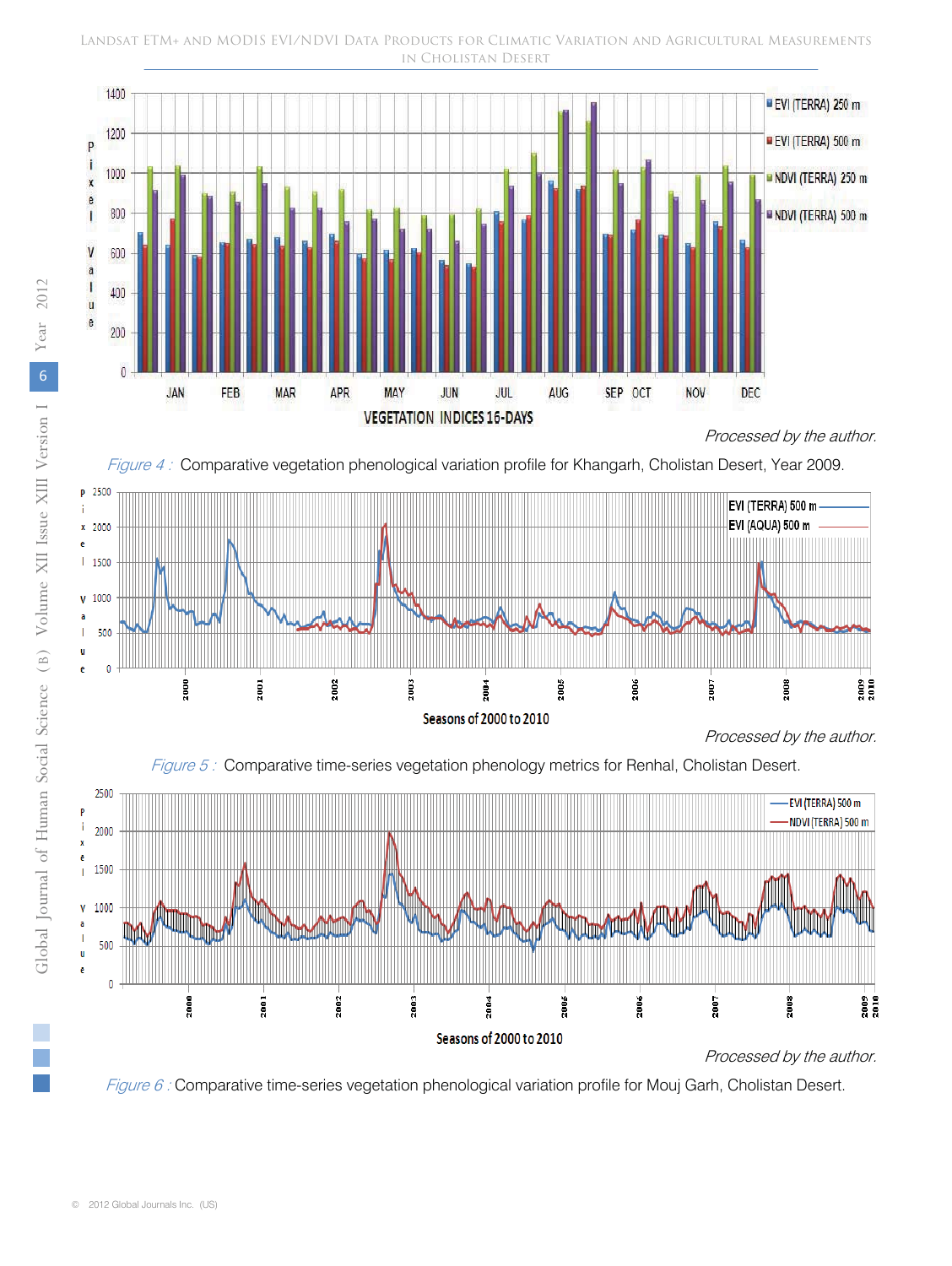Processed by the author.

*Figure 4 :* Comparative vegetation phenological variation profile for Khangarh, Cholistan Desert, Year 2009.

Processed by the author.

*Figure 5 :* Comparative time-series vegetation phenology metrics for Renhal, Cholistan Desert.

Processed by the author.

*Figure 6 :* Comparative time-series vegetation phenological variation profile for Mouj Garh, Cholistan Desert.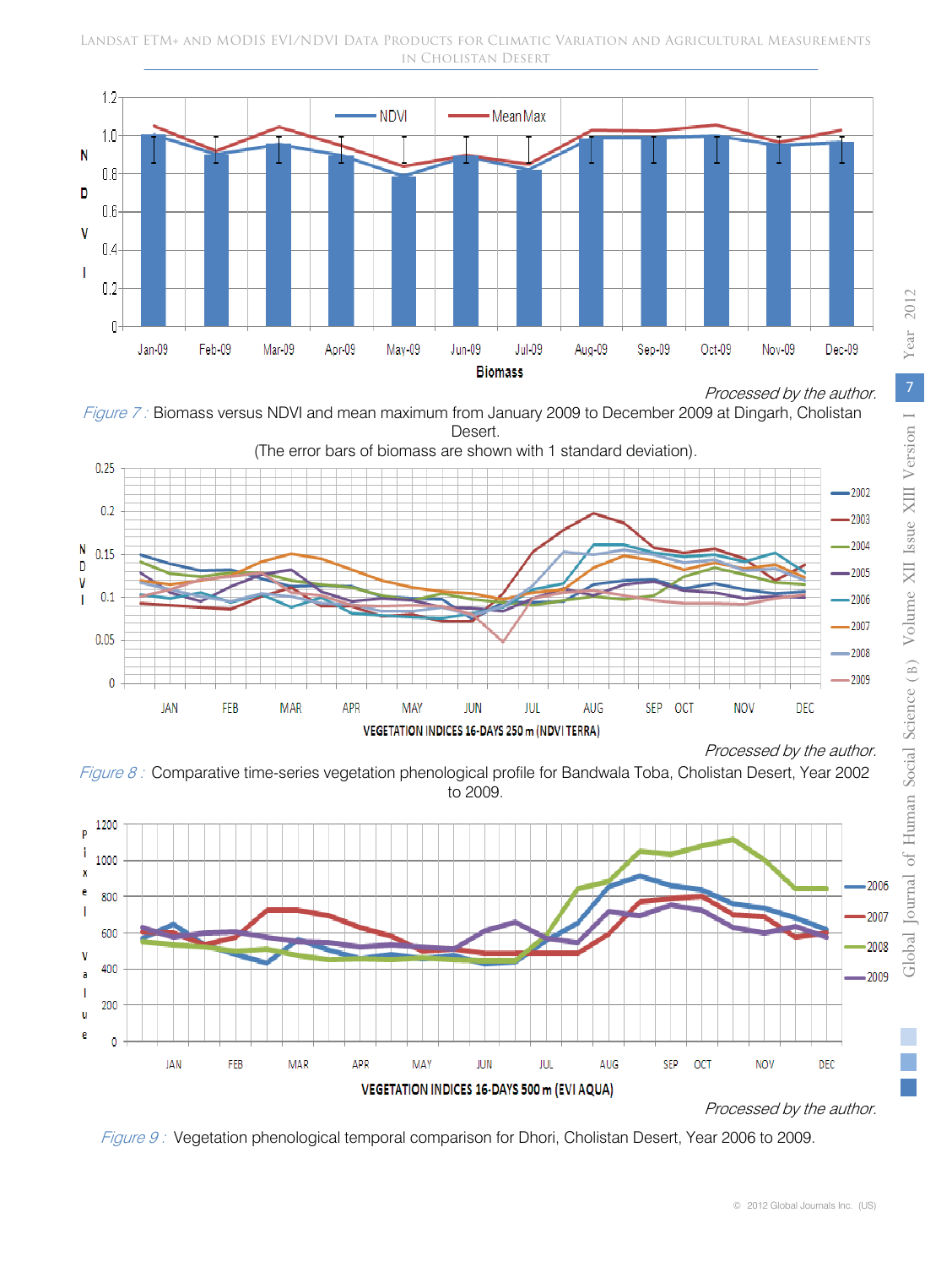Processed by the author.

*Figure 7 :* Biomass versus NDVI and mean maximum from January 2009 to December 2009 at Dingarh, Cholistan Desert.
(The error bars of biomass are shown with 1 standard deviation).

Processed by the author.

*Figure 8 :* Comparative time-series vegetation phenological profile for Bandwala Toba, Cholistan Desert, Year 2002 to 2009.

Processed by the author.

*Figure 9 :* Vegetation phenological temporal comparison for Dhori, Cholistan Desert, Year 2006 to 2009.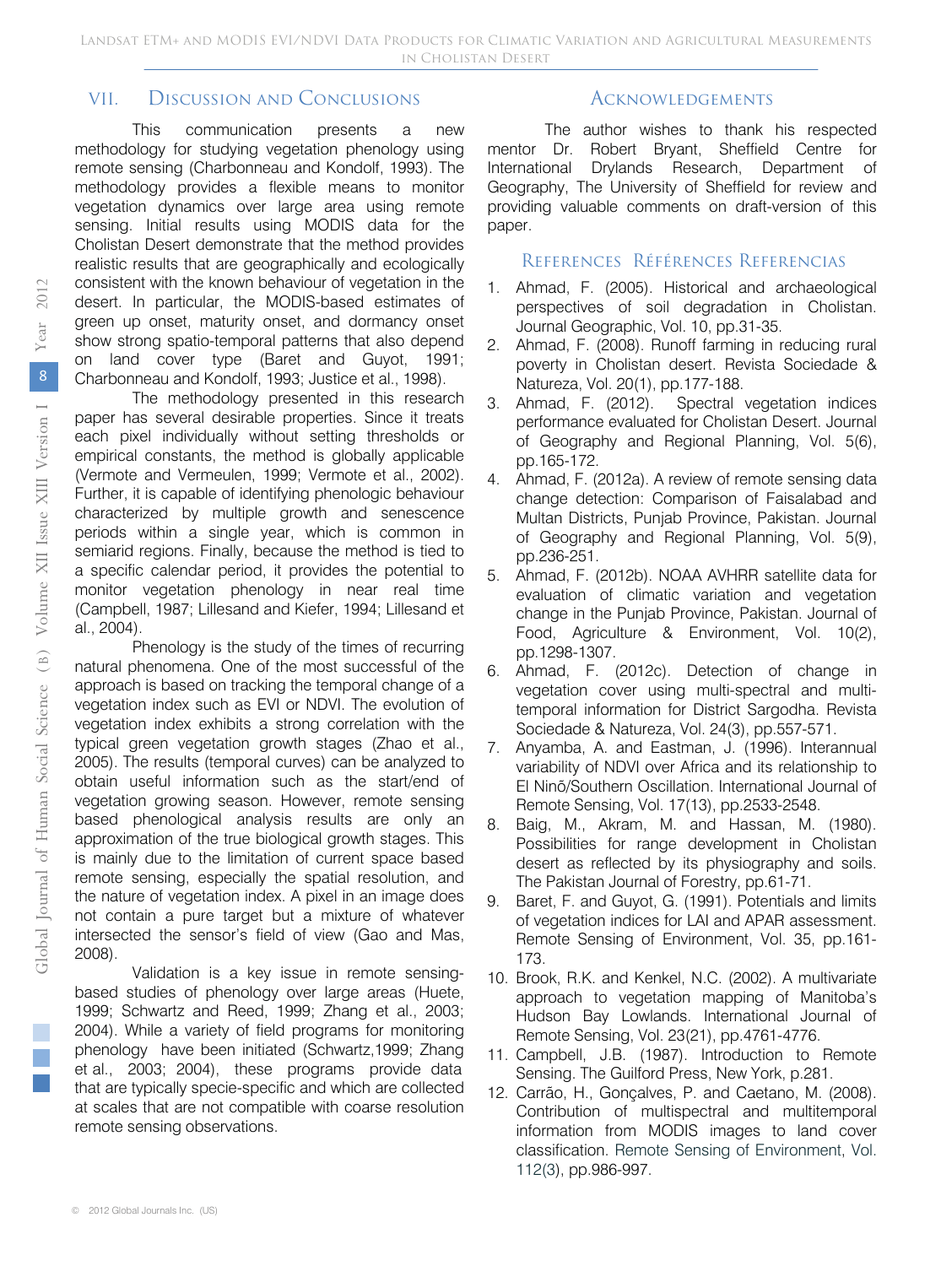## VII. Discussion and Conclusions

This communication presents a new methodology for studying vegetation phenology using remote sensing (Charbonneau and Kondolf, 1993). The methodology provides a flexible means to monitor vegetation dynamics over large area using remote sensing. Initial results using MODIS data for the Cholistan Desert demonstrate that the method provides realistic results that are geographically and ecologically consistent with the known behaviour of vegetation in the desert. In particular, the MODIS-based estimates of green up onset, maturity onset, and dormancy onset show strong spatio-temporal patterns that also depend on land cover type (Baret and Guyot, 1991; Charbonneau and Kondolf, 1993; Justice et al., 1998).

The methodology presented in this research paper has several desirable properties. Since it treats each pixel individually without setting thresholds or empirical constants, the method is globally applicable (Vermote and Vermeulen, 1999; Vermote et al., 2002). Further, it is capable of identifying phenologic behaviour characterized by multiple growth and senescence periods within a single year, which is common in semiarid regions. Finally, because the method is tied to a specific calendar period, it provides the potential to monitor vegetation phenology in near real time (Campbell, 1987; Lillesand and Kiefer, 1994; Lillesand et al., 2004).

Phenology is the study of the times of recurring natural phenomena. One of the most successful of the approach is based on tracking the temporal change of a vegetation index such as EVI or NDVI. The evolution of vegetation index exhibits a strong correlation with the typical green vegetation growth stages (Zhao et al., 2005). The results (temporal curves) can be analyzed to obtain useful information such as the start/end of vegetation growing season. However, remote sensing based phenological analysis results are only an approximation of the true biological growth stages. This is mainly due to the limitation of current space based remote sensing, especially the spatial resolution, and the nature of vegetation index. A pixel in an image does not contain a pure target but a mixture of whatever intersected the sensor's field of view (Gao and Mas, 2008).

Validation is a key issue in remote sensing-based studies of phenology over large areas (Huete, 1999; Schwartz and Reed, 1999; Zhang et al., 2003; 2004). While a variety of field programs for monitoring phenology have been initiated (Schwartz,1999; Zhang et al., 2003; 2004), these programs provide data that are typically specie-specific and which are collected at scales that are not compatible with coarse resolution remote sensing observations.

## Acknowledgements

The author wishes to thank his respected mentor Dr. Robert Bryant, Sheffield Centre for International Drylands Research, Department of Geography, The University of Sheffield for review and providing valuable comments on draft-version of this paper.

## References Références Referencias

1. Ahmad, F. (2005). Historical and archaeological perspectives of soil degradation in Cholistan. Journal Geographic, Vol. 10, pp.31-35.
2. Ahmad, F. (2008). Runoff farming in reducing rural poverty in Cholistan desert. Revista Sociedade & Natureza, Vol. 20(1), pp.177-188.
3. Ahmad, F. (2012). Spectral vegetation indices performance evaluated for Cholistan Desert. Journal of Geography and Regional Planning, Vol. 5(6), pp.165-172.
4. Ahmad, F. (2012a). A review of remote sensing data change detection: Comparison of Faisalabad and Multan Districts, Punjab Province, Pakistan. Journal of Geography and Regional Planning, Vol. 5(9), pp.236-251.
5. Ahmad, F. (2012b). NOAA AVHRR satellite data for evaluation of climatic variation and vegetation change in the Punjab Province, Pakistan. Journal of Food, Agriculture & Environment, Vol. 10(2), pp.1298-1307.
6. Ahmad, F. (2012c). Detection of change in vegetation cover using multi-spectral and multi-temporal information for District Sargodha. Revista Sociedade & Natureza, Vol. 24(3), pp.557-571.
7. Anyamba, A. and Eastman, J. (1996). Interannual variability of NDVI over Africa and its relationship to El Ninō/Southern Oscillation. International Journal of Remote Sensing, Vol. 17(13), pp.2533-2548.
8. Baig, M., Akram, M. and Hassan, M. (1980). Possibilities for range development in Cholistan desert as reflected by its physiography and soils. The Pakistan Journal of Forestry, pp.61-71.
9. Baret, F. and Guyot, G. (1991). Potentials and limits of vegetation indices for LAI and APAR assessment. Remote Sensing of Environment, Vol. 35, pp.161-173.
10. Brook, R.K. and Kenkel, N.C. (2002). A multivariate approach to vegetation mapping of Manitoba's Hudson Bay Lowlands. International Journal of Remote Sensing, Vol. 23(21), pp.4761-4776.
11. Campbell, J.B. (1987). Introduction to Remote Sensing. The Guilford Press, New York, p.281.
12. Carrão, H., Gonçalves, P. and Caetano, M. (2008). Contribution of multispectral and multitemporal information from MODIS images to land cover classification. Remote Sensing of Environment, Vol. 112(3), pp.986-997.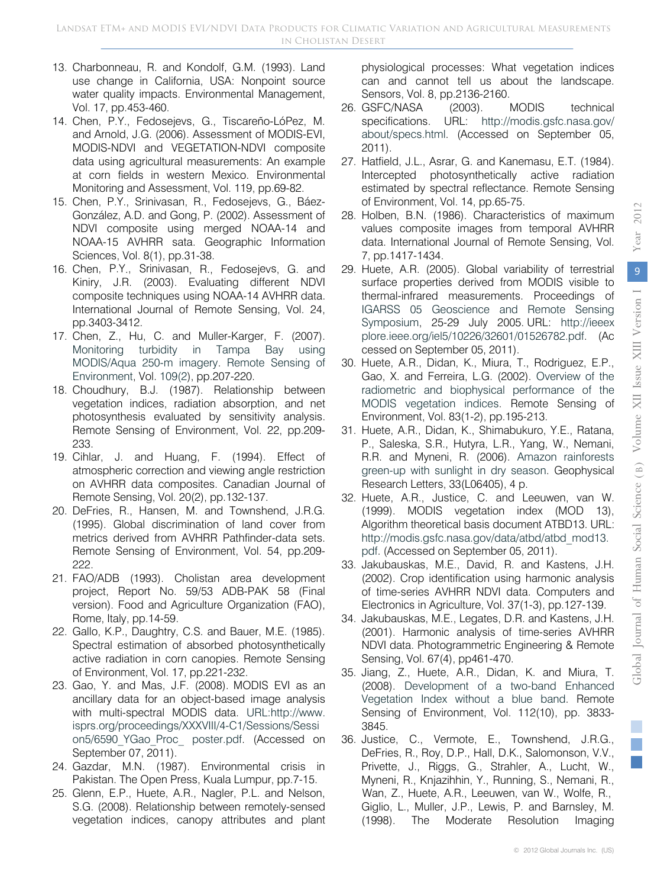13. Charbonneau, R. and Kondolf, G.M. (1993). Land use change in California, USA: Nonpoint source water quality impacts. Environmental Management, Vol. 17, pp.453-460.
14. Chen, P.Y., Fedosejevs, G., Tiscareño-LóPez, M. and Arnold, J.G. (2006). Assessment of MODIS-EVI, MODIS-NDVI and VEGETATION-NDVI composite data using agricultural measurements: An example at corn fields in western Mexico. Environmental Monitoring and Assessment, Vol. 119, pp.69-82.
15. Chen, P.Y., Srinivasan, R., Fedosejevs, G., Báez-González, A.D. and Gong, P. (2002). Assessment of NDVI composite using merged NOAA-14 and NOAA-15 AVHRR sata. Geographic Information Sciences, Vol. 8(1), pp.31-38.
16. Chen, P.Y., Srinivasan, R., Fedosejevs, G. and Kiniry, J.R. (2003). Evaluating different NDVI composite techniques using NOAA-14 AVHRR data. International Journal of Remote Sensing, Vol. 24, pp.3403-3412.
17. Chen, Z., Hu, C. and Muller-Karger, F. (2007). Monitoring turbidity in Tampa Bay using MODIS/Aqua 250-m imagery. Remote Sensing of Environment, Vol. 109(2), pp.207-220.
18. Choudhury, B.J. (1987). Relationship between vegetation indices, radiation absorption, and net photosynthesis evaluated by sensitivity analysis. Remote Sensing of Environment, Vol. 22, pp.209-233.
19. Cihlar, J. and Huang, F. (1994). Effect of atmospheric correction and viewing angle restriction on AVHRR data composites. Canadian Journal of Remote Sensing, Vol. 20(2), pp.132-137.
20. DeFries, R., Hansen, M. and Townshend, J.R.G. (1995). Global discrimination of land cover from metrics derived from AVHRR Pathfinder-data sets. Remote Sensing of Environment, Vol. 54, pp.209-222.
21. FAO/ADB (1993). Cholistan area development project, Report No. 59/53 ADB-PAK 58 (Final version). Food and Agriculture Organization (FAO), Rome, Italy, pp.14-59.
22. Gallo, K.P., Daughtry, C.S. and Bauer, M.E. (1985). Spectral estimation of absorbed photosynthetically active radiation in corn canopies. Remote Sensing of Environment, Vol. 17, pp.221-232.
23. Gao, Y. and Mas, J.F. (2008). MODIS EVI as an ancillary data for an object-based image analysis with multi-spectral MODIS data. URL:http://www.isprs.org/proceedings/XXXVIII/4-C1/Sessions/Session5/6590_YGao_Proc_ poster.pdf. (Accessed on September 07, 2011).
24. Gazdar, M.N. (1987). Environmental crisis in Pakistan. The Open Press, Kuala Lumpur, pp.7-15.
25. Glenn, E.P., Huete, A.R., Nagler, P.L. and Nelson, S.G. (2008). Relationship between remotely-sensed vegetation indices, canopy attributes and plant physiological processes: What vegetation indices can and cannot tell us about the landscape. Sensors, Vol. 8, pp.2136-2160.
26. GSFC/NASA (2003). MODIS technical specifications. URL: http://modis.gsfc.nasa.gov/about/specs.html. (Accessed on September 05, 2011).
27. Hatfield, J.L., Asrar, G. and Kanemasu, E.T. (1984). Intercepted photosynthetically active radiation estimated by spectral reflectance. Remote Sensing of Environment, Vol. 14, pp.65-75.
28. Holben, B.N. (1986). Characteristics of maximum values composite images from temporal AVHRR data. International Journal of Remote Sensing, Vol. 7, pp.1417-1434.
29. Huete, A.R. (2005). Global variability of terrestrial surface properties derived from MODIS visible to thermal-infrared measurements. Proceedings of IGARSS 05 Geoscience and Remote Sensing Symposium, 25-29 July 2005. URL: http://ieeexplore.ieee.org/iel5/10226/32601/01526782.pdf. (Accessed on September 05, 2011).
30. Huete, A.R., Didan, K., Miura, T., Rodriguez, E.P., Gao, X. and Ferreira, L.G. (2002). Overview of the radiometric and biophysical performance of the MODIS vegetation indices. Remote Sensing of Environment, Vol. 83(1-2), pp.195-213.
31. Huete, A.R., Didan, K., Shimabukuro, Y.E., Ratana, P., Saleska, S.R., Hutyra, L.R., Yang, W., Nemani, R.R. and Myneni, R. (2006). Amazon rainforests green-up with sunlight in dry season. Geophysical Research Letters, 33(L06405), 4 p.
32. Huete, A.R., Justice, C. and Leeuwen, van W. (1999). MODIS vegetation index (MOD 13), Algorithm theoretical basis document ATBD13. URL: http://modis.gsfc.nasa.gov/data/atbd/atbd_mod13.pdf. (Accessed on September 05, 2011).
33. Jakubauskas, M.E., David, R. and Kastens, J.H. (2002). Crop identification using harmonic analysis of time-series AVHRR NDVI data. Computers and Electronics in Agriculture, Vol. 37(1-3), pp.127-139.
34. Jakubauskas, M.E., Legates, D.R. and Kastens, J.H. (2001). Harmonic analysis of time-series AVHRR NDVI data. Photogrammetric Engineering & Remote Sensing, Vol. 67(4), pp461-470.
35. Jiang, Z., Huete, A.R., Didan, K. and Miura, T. (2008). Development of a two-band Enhanced Vegetation Index without a blue band. Remote Sensing of Environment, Vol. 112(10), pp. 3833-3845.
36. Justice, C., Vermote, E., Townshend, J.R.G., DeFries, R., Roy, D.P., Hall, D.K., Salomonson, V.V., Privette, J., Riggs, G., Strahler, A., Lucht, W., Myneni, R., Knjazihhin, Y., Running, S., Nemani, R., Wan, Z., Huete, A.R., Leeuwen, van W., Wolfe, R., Giglio, L., Muller, J.P., Lewis, P. and Barnsley, M. (1998). The Moderate Resolution Imaging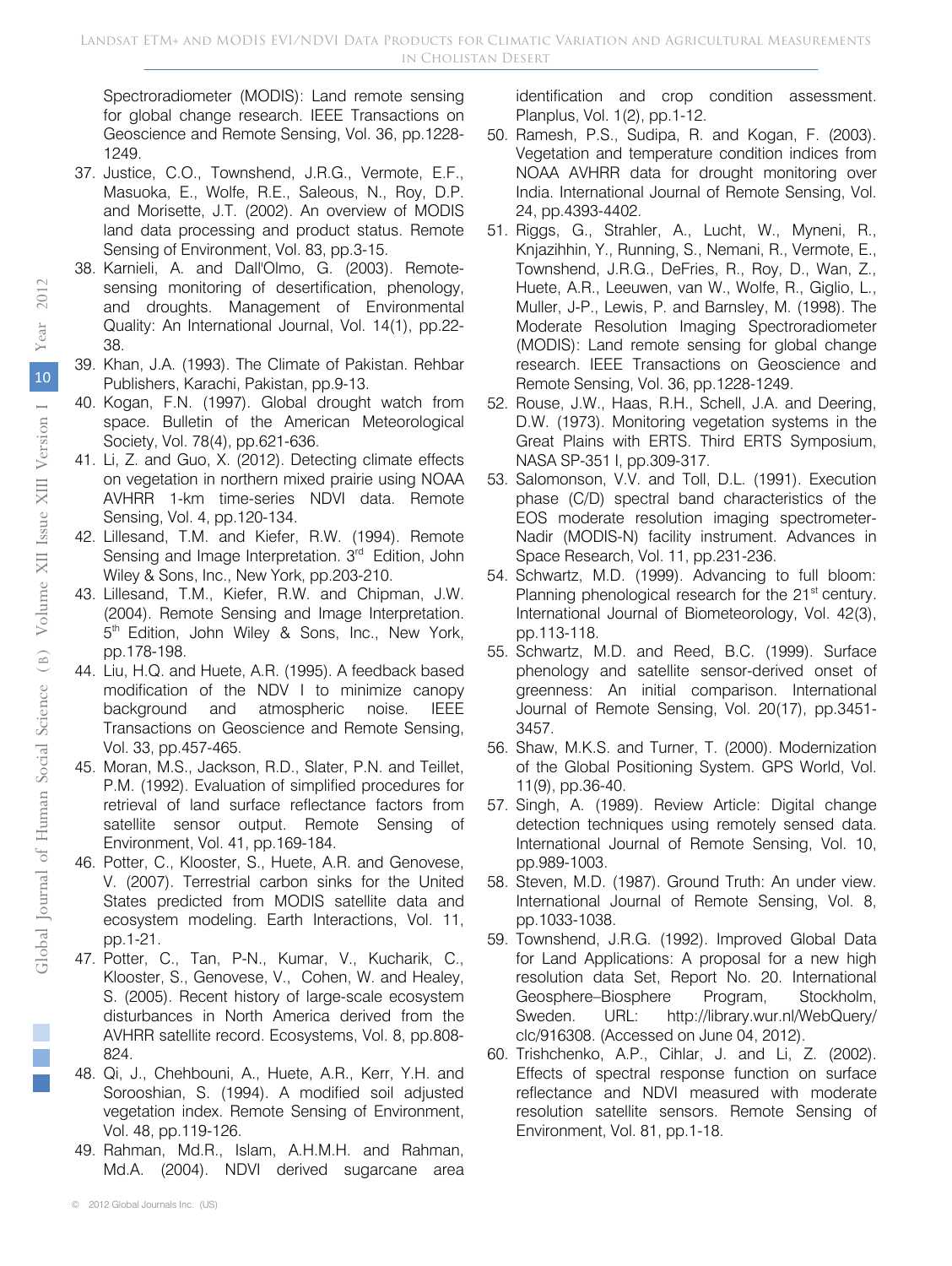Spectroradiometer (MODIS): Land remote sensing for global change research. IEEE Transactions on Geoscience and Remote Sensing, Vol. 36, pp.1228-1249.

37. Justice, C.O., Townshend, J.R.G., Vermote, E.F., Masuoka, E., Wolfe, R.E., Saleous, N., Roy, D.P. and Morisette, J.T. (2002). An overview of MODIS land data processing and product status. Remote Sensing of Environment, Vol. 83, pp.3-15.
38. Karnieli, A. and Dall'Olmo, G. (2003). Remote-sensing monitoring of desertification, phenology, and droughts. Management of Environmental Quality: An International Journal, Vol. 14(1), pp.22-38.
39. Khan, J.A. (1993). The Climate of Pakistan. Rehbar Publishers, Karachi, Pakistan, pp.9-13.
40. Kogan, F.N. (1997). Global drought watch from space. Bulletin of the American Meteorological Society, Vol. 78(4), pp.621-636.
41. Li, Z. and Guo, X. (2012). Detecting climate effects on vegetation in northern mixed prairie using NOAA AVHRR 1-km time-series NDVI data. Remote Sensing, Vol. 4, pp.120-134.
42. Lillesand, T.M. and Kiefer, R.W. (1994). Remote Sensing and Image Interpretation. 3rd Edition, John Wiley & Sons, Inc., New York, pp.203-210.
43. Lillesand, T.M., Kiefer, R.W. and Chipman, J.W. (2004). Remote Sensing and Image Interpretation. 5th Edition, John Wiley & Sons, Inc., New York, pp.178-198.
44. Liu, H.Q. and Huete, A.R. (1995). A feedback based modification of the NDV I to minimize canopy background and atmospheric noise. IEEE Transactions on Geoscience and Remote Sensing, Vol. 33, pp.457-465.
45. Moran, M.S., Jackson, R.D., Slater, P.N. and Teillet, P.M. (1992). Evaluation of simplified procedures for retrieval of land surface reflectance factors from satellite sensor output. Remote Sensing of Environment, Vol. 41, pp.169-184.
46. Potter, C., Klooster, S., Huete, A.R. and Genovese, V. (2007). Terrestrial carbon sinks for the United States predicted from MODIS satellite data and ecosystem modeling. Earth Interactions, Vol. 11, pp.1-21.
47. Potter, C., Tan, P-N., Kumar, V., Kucharik, C., Klooster, S., Genovese, V., Cohen, W. and Healey, S. (2005). Recent history of large-scale ecosystem disturbances in North America derived from the AVHRR satellite record. Ecosystems, Vol. 8, pp.808-824.
48. Qi, J., Chehbouni, A., Huete, A.R., Kerr, Y.H. and Sorooshian, S. (1994). A modified soil adjusted vegetation index. Remote Sensing of Environment, Vol. 48, pp.119-126.
49. Rahman, Md.R., Islam, A.H.M.H. and Rahman, Md.A. (2004). NDVI derived sugarcane area identification and crop condition assessment. Planplus, Vol. 1(2), pp.1-12.
50. Ramesh, P.S., Sudipa, R. and Kogan, F. (2003). Vegetation and temperature condition indices from NOAA AVHRR data for drought monitoring over India. International Journal of Remote Sensing, Vol. 24, pp.4393-4402.
51. Riggs, G., Strahler, A., Lucht, W., Myneni, R., Knjazihhin, Y., Running, S., Nemani, R., Vermote, E., Townshend, J.R.G., DeFries, R., Roy, D., Wan, Z., Huete, A.R., Leeuwen, van W., Wolfe, R., Giglio, L., Muller, J-P., Lewis, P. and Barnsley, M. (1998). The Moderate Resolution Imaging Spectroradiometer (MODIS): Land remote sensing for global change research. IEEE Transactions on Geoscience and Remote Sensing, Vol. 36, pp.1228-1249.
52. Rouse, J.W., Haas, R.H., Schell, J.A. and Deering, D.W. (1973). Monitoring vegetation systems in the Great Plains with ERTS. Third ERTS Symposium, NASA SP-351 I, pp.309-317.
53. Salomonson, V.V. and Toll, D.L. (1991). Execution phase (C/D) spectral band characteristics of the EOS moderate resolution imaging spectrometer-Nadir (MODIS-N) facility instrument. Advances in Space Research, Vol. 11, pp.231-236.
54. Schwartz, M.D. (1999). Advancing to full bloom: Planning phenological research for the 21st century. International Journal of Biometeorology, Vol. 42(3), pp.113-118.
55. Schwartz, M.D. and Reed, B.C. (1999). Surface phenology and satellite sensor-derived onset of greenness: An initial comparison. International Journal of Remote Sensing, Vol. 20(17), pp.3451-3457.
56. Shaw, M.K.S. and Turner, T. (2000). Modernization of the Global Positioning System. GPS World, Vol. 11(9), pp.36-40.
57. Singh, A. (1989). Review Article: Digital change detection techniques using remotely sensed data. International Journal of Remote Sensing, Vol. 10, pp.989-1003.
58. Steven, M.D. (1987). Ground Truth: An under view. International Journal of Remote Sensing, Vol. 8, pp.1033-1038.
59. Townshend, J.R.G. (1992). Improved Global Data for Land Applications: A proposal for a new high resolution data Set, Report No. 20. International Geosphere–Biosphere Program, Stockholm, Sweden. URL: http://library.wur.nl/WebQuery/clc/916308. (Accessed on June 04, 2012).
60. Trishchenko, A.P., Cihlar, J. and Li, Z. (2002). Effects of spectral response function on surface reflectance and NDVI measured with moderate resolution satellite sensors. Remote Sensing of Environment, Vol. 81, pp.1-18.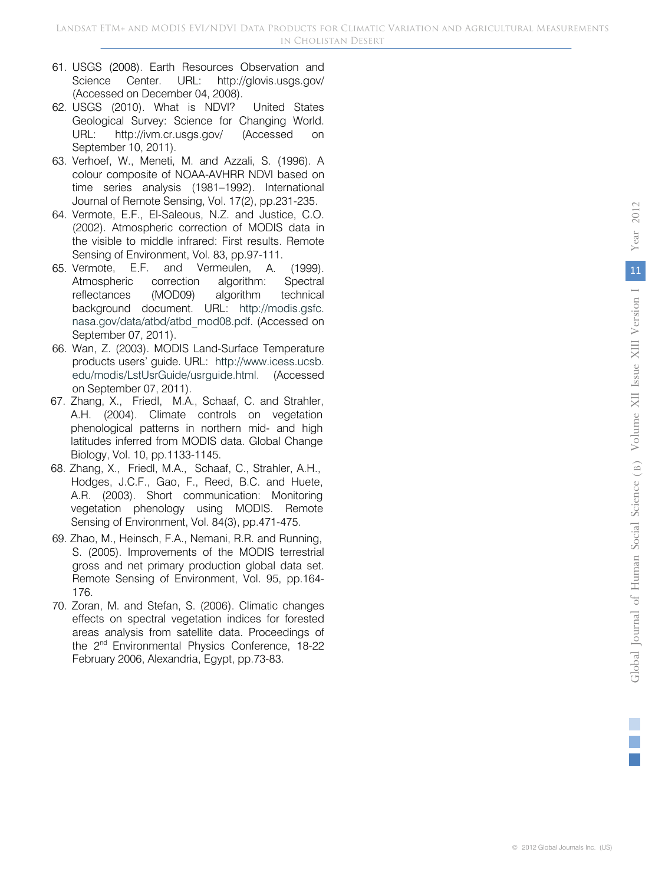61. USGS (2008). Earth Resources Observation and Science Center. URL: http://glovis.usgs.gov/ (Accessed on December 04, 2008).
62. USGS (2010). What is NDVI? United States Geological Survey: Science for Changing World. URL: http://ivm.cr.usgs.gov/ (Accessed on September 10, 2011).
63. Verhoef, W., Meneti, M. and Azzali, S. (1996). A colour composite of NOAA-AVHRR NDVI based on time series analysis (1981–1992). International Journal of Remote Sensing, Vol. 17(2), pp.231-235.
64. Vermote, E.F., El-Saleous, N.Z. and Justice, C.O. (2002). Atmospheric correction of MODIS data in the visible to middle infrared: First results. Remote Sensing of Environment, Vol. 83, pp.97-111.
65. Vermote, E.F. and Vermeulen, A. (1999). Atmospheric correction algorithm: Spectral reflectances (MOD09) algorithm technical background document. URL: http://modis.gsfc.nasa.gov/data/atbd/atbd_mod08.pdf. (Accessed on September 07, 2011).
66. Wan, Z. (2003). MODIS Land-Surface Temperature products users' guide. URL: http://www.icess.ucsb.edu/modis/LstUsrGuide/usrguide.html. (Accessed on September 07, 2011).
67. Zhang, X., Friedl, M.A., Schaaf, C. and Strahler, A.H. (2004). Climate controls on vegetation phenological patterns in northern mid- and high latitudes inferred from MODIS data. Global Change Biology, Vol. 10, pp.1133-1145.
68. Zhang, X., Friedl, M.A., Schaaf, C., Strahler, A.H., Hodges, J.C.F., Gao, F., Reed, B.C. and Huete, A.R. (2003). Short communication: Monitoring vegetation phenology using MODIS. Remote Sensing of Environment, Vol. 84(3), pp.471-475.
69. Zhao, M., Heinsch, F.A., Nemani, R.R. and Running, S. (2005). Improvements of the MODIS terrestrial gross and net primary production global data set. Remote Sensing of Environment, Vol. 95, pp.164-176.
70. Zoran, M. and Stefan, S. (2006). Climatic changes effects on spectral vegetation indices for forested areas analysis from satellite data. Proceedings of the 2nd Environmental Physics Conference, 18-22 February 2006, Alexandria, Egypt, pp.73-83.